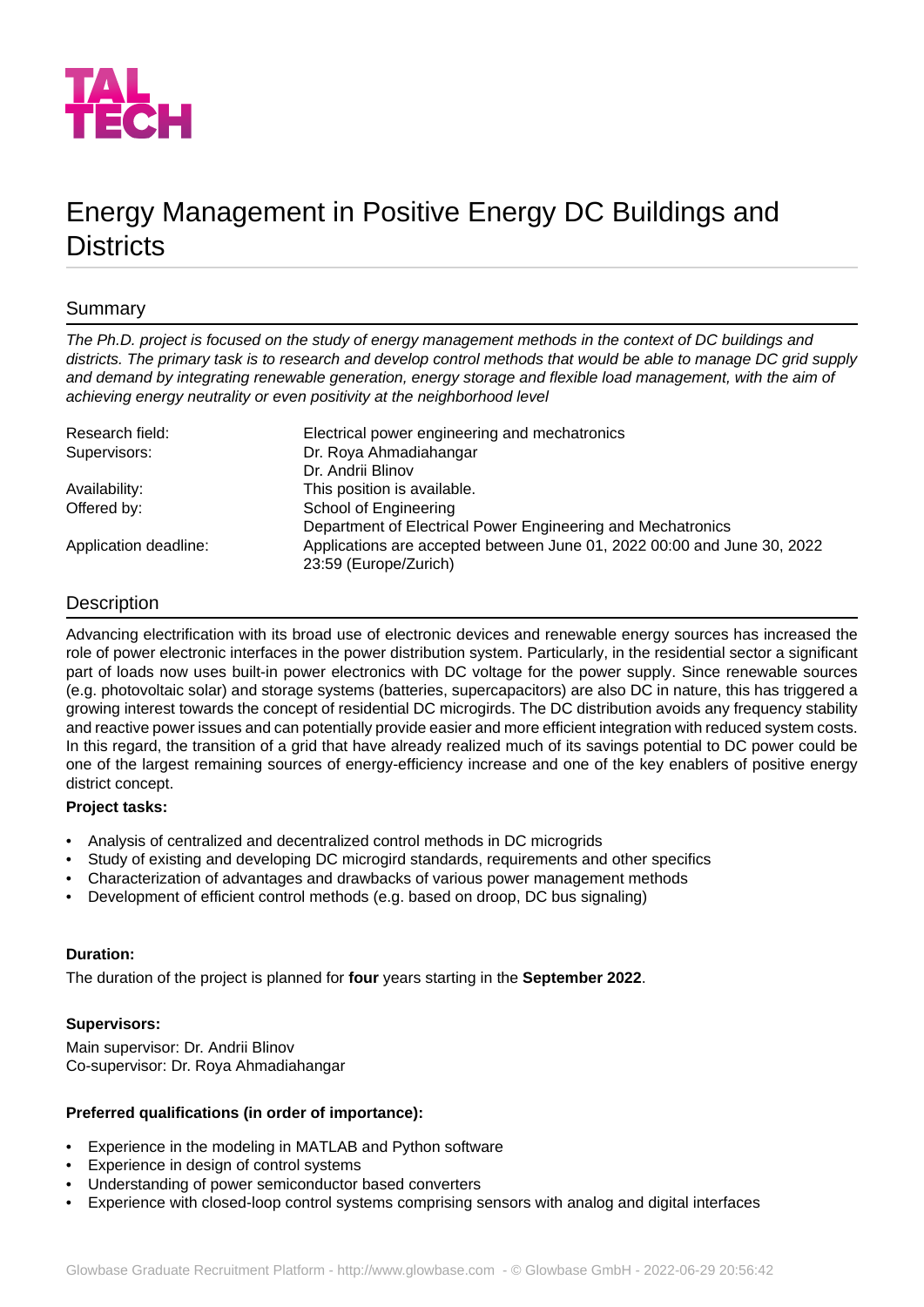TAL TECH

# Energy Management in Positive Energy DC Buildings and Districts

## Summary

*The Ph.D. project is focused on the study of energy management methods in the context of DC buildings and districts. The primary task is to research and develop control methods that would be able to manage DC grid supply and demand by integrating renewable generation, energy storage and flexible load management, with the aim of achieving energy neutrality or even positivity at the neighborhood level*

| | |
|---|---|
| Research field: | Electrical power engineering and mechatronics |
| Supervisors: | Dr. Roya Ahmadiahangar<br>Dr. Andrii Blinov |
| Availability: | This position is available. |
| Offered by: | School of Engineering<br>Department of Electrical Power Engineering and Mechatronics |
| Application deadline: | Applications are accepted between June 01, 2022 00:00 and June 30, 2022 23:59 (Europe/Zurich) |

## Description

Advancing electrification with its broad use of electronic devices and renewable energy sources has increased the role of power electronic interfaces in the power distribution system. Particularly, in the residential sector a significant part of loads now uses built-in power electronics with DC voltage for the power supply. Since renewable sources (e.g. photovoltaic solar) and storage systems (batteries, supercapacitors) are also DC in nature, this has triggered a growing interest towards the concept of residential DC microgirds. The DC distribution avoids any frequency stability and reactive power issues and can potentially provide easier and more efficient integration with reduced system costs. In this regard, the transition of a grid that have already realized much of its savings potential to DC power could be one of the largest remaining sources of energy-efficiency increase and one of the key enablers of positive energy district concept.

**Project tasks:**

- Analysis of centralized and decentralized control methods in DC microgrids
- Study of existing and developing DC microgird standards, requirements and other specifics
- Characterization of advantages and drawbacks of various power management methods
- Development of efficient control methods (e.g. based on droop, DC bus signaling)

**Duration:**

The duration of the project is planned for **four** years starting in the **September 2022**.

**Supervisors:**

Main supervisor: Dr. Andrii Blinov
Co-supervisor: Dr. Roya Ahmadiahangar

**Preferred qualifications (in order of importance):**

- Experience in the modeling in MATLAB and Python software
- Experience in design of control systems
- Understanding of power semiconductor based converters
- Experience with closed-loop control systems comprising sensors with analog and digital interfaces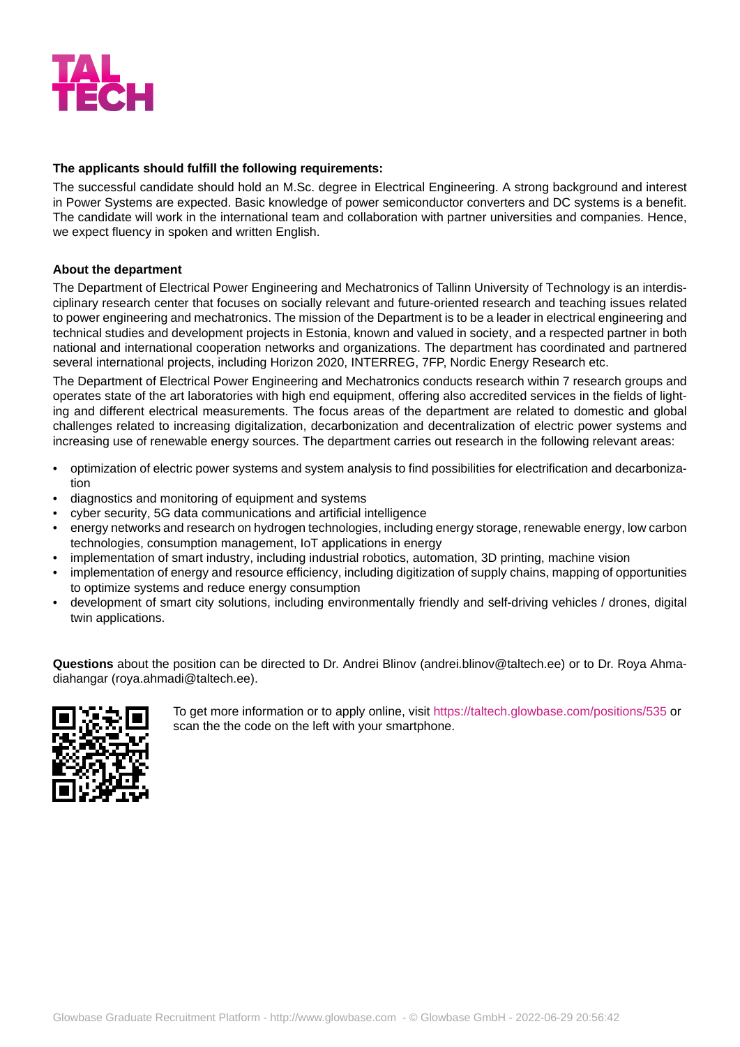**The applicants should fulfill the following requirements:**

The successful candidate should hold an M.Sc. degree in Electrical Engineering. A strong background and interest in Power Systems are expected. Basic knowledge of power semiconductor converters and DC systems is a benefit. The candidate will work in the international team and collaboration with partner universities and companies. Hence, we expect fluency in spoken and written English.

**About the department**

The Department of Electrical Power Engineering and Mechatronics of Tallinn University of Technology is an interdisciplinary research center that focuses on socially relevant and future-oriented research and teaching issues related to power engineering and mechatronics. The mission of the Department is to be a leader in electrical engineering and technical studies and development projects in Estonia, known and valued in society, and a respected partner in both national and international cooperation networks and organizations. The department has coordinated and partnered several international projects, including Horizon 2020, INTERREG, 7FP, Nordic Energy Research etc.

The Department of Electrical Power Engineering and Mechatronics conducts research within 7 research groups and operates state of the art laboratories with high end equipment, offering also accredited services in the fields of lighting and different electrical measurements. The focus areas of the department are related to domestic and global challenges related to increasing digitalization, decarbonization and decentralization of electric power systems and increasing use of renewable energy sources. The department carries out research in the following relevant areas:

- optimization of electric power systems and system analysis to find possibilities for electrification and decarbonization
- diagnostics and monitoring of equipment and systems
- cyber security, 5G data communications and artificial intelligence
- energy networks and research on hydrogen technologies, including energy storage, renewable energy, low carbon technologies, consumption management, IoT applications in energy
- implementation of smart industry, including industrial robotics, automation, 3D printing, machine vision
- implementation of energy and resource efficiency, including digitization of supply chains, mapping of opportunities to optimize systems and reduce energy consumption
- development of smart city solutions, including environmentally friendly and self-driving vehicles / drones, digital twin applications.

**Questions** about the position can be directed to Dr. Andrei Blinov (andrei.blinov@taltech.ee) or to Dr. Roya Ahmadiahangar (roya.ahmadi@taltech.ee).

To get more information or to apply online, visit https://taltech.glowbase.com/positions/535 or scan the the code on the left with your smartphone.